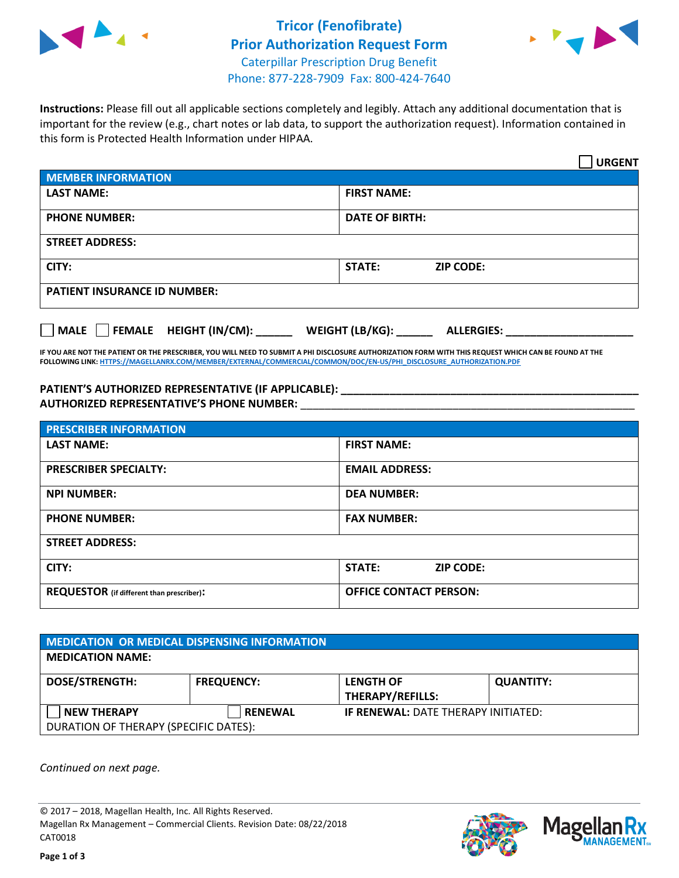# Tricor (Fenofibrate)
# Prior Authorization Request Form

Caterpillar Prescription Drug Benefit
Phone: 877-228-7909 Fax: 800-424-7640

**Instructions:** Please fill out all applicable sections completely and legibly. Attach any additional documentation that is important for the review (e.g., chart notes or lab data, to support the authorization request). Information contained in this form is Protected Health Information under HIPAA.

☐ **URGENT**

| **MEMBER INFORMATION** | |
|---|---|
| **LAST NAME:** | **FIRST NAME:** |
| **PHONE NUMBER:** | **DATE OF BIRTH:** |
| **STREET ADDRESS:** | |
| **CITY:** | **STATE:** **ZIP CODE:** |
| **PATIENT INSURANCE ID NUMBER:** | |

☐ **MALE** ☐ **FEMALE** **HEIGHT (IN/CM):** ______ **WEIGHT (LB/KG):** ______ **ALLERGIES:** ____________________

**IF YOU ARE NOT THE PATIENT OR THE PRESCRIBER, YOU WILL NEED TO SUBMIT A PHI DISCLOSURE AUTHORIZATION FORM WITH THIS REQUEST WHICH CAN BE FOUND AT THE FOLLOWING LINK: HTTPS://MAGELLANRX.COM/MEMBER/EXTERNAL/COMMERCIAL/COMMON/DOC/EN-US/PHI_DISCLOSURE_AUTHORIZATION.PDF**

**PATIENT'S AUTHORIZED REPRESENTATIVE (IF APPLICABLE):** ______________________________
**AUTHORIZED REPRESENTATIVE'S PHONE NUMBER:** ______________________________

| **PRESCRIBER INFORMATION** | |
|---|---|
| **LAST NAME:** | **FIRST NAME:** |
| **PRESCRIBER SPECIALTY:** | **EMAIL ADDRESS:** |
| **NPI NUMBER:** | **DEA NUMBER:** |
| **PHONE NUMBER:** | **FAX NUMBER:** |
| **STREET ADDRESS:** | |
| **CITY:** | **STATE:** **ZIP CODE:** |
| **REQUESTOR** (if different than prescriber)**:** | **OFFICE CONTACT PERSON:** |

| **MEDICATION OR MEDICAL DISPENSING INFORMATION** | | | |
|---|---|---|---|
| **MEDICATION NAME:** | | | |
| **DOSE/STRENGTH:** | **FREQUENCY:** | **LENGTH OF THERAPY/REFILLS:** | **QUANTITY:** |
| ☐ **NEW THERAPY** | ☐ **RENEWAL** | **IF RENEWAL:** DATE THERAPY INITIATED: | |
| DURATION OF THERAPY (SPECIFIC DATES): | | | |

*Continued on next page.*

© 2017 – 2018, Magellan Health, Inc. All Rights Reserved.
Magellan Rx Management – Commercial Clients. Revision Date: 08/22/2018
CAT0018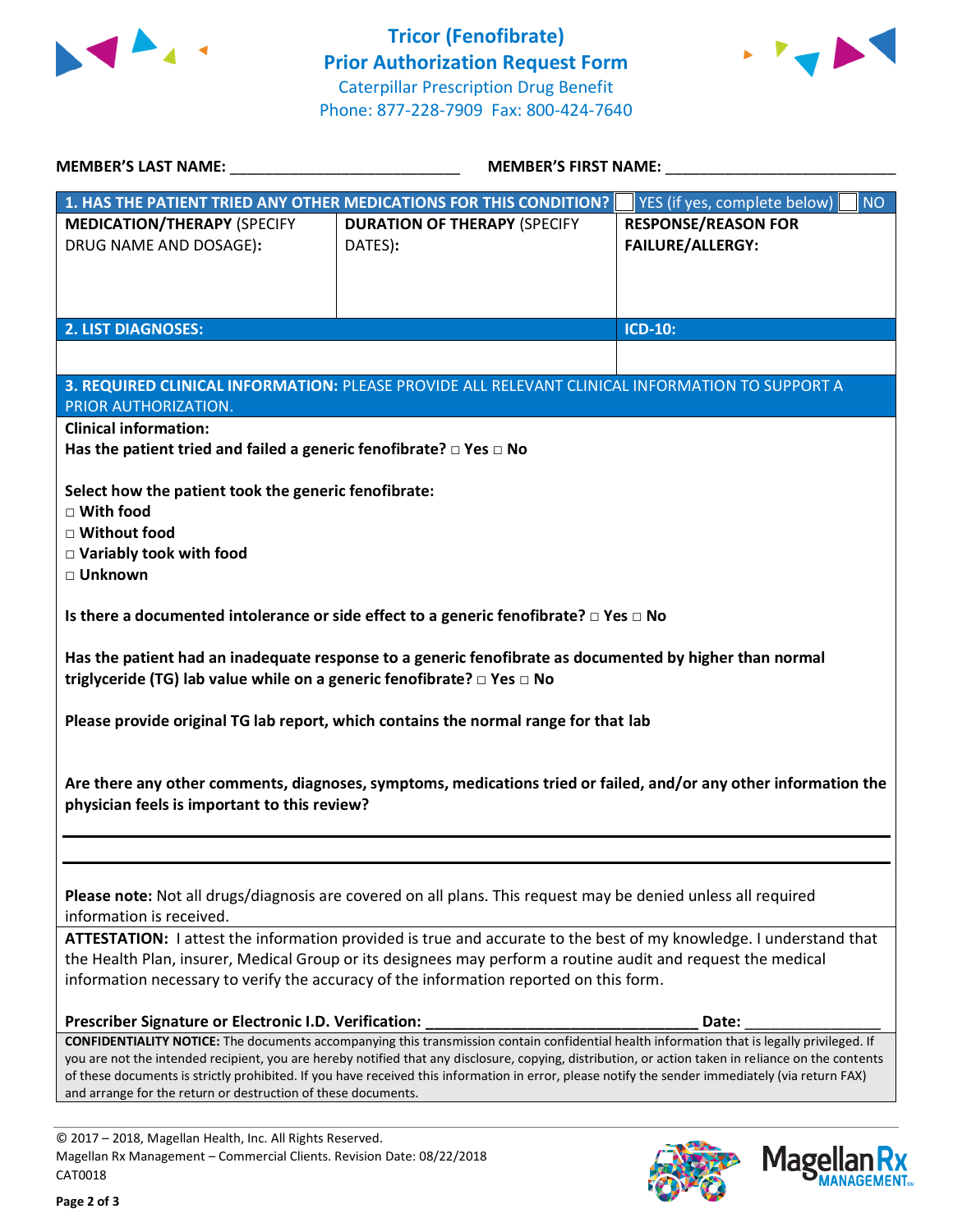# Tricor (Fenofibrate) Prior Authorization Request Form

Caterpillar Prescription Drug Benefit
Phone: 877-228-7909 Fax: 800-424-7640

**MEMBER'S LAST NAME:** ___________________________ **MEMBER'S FIRST NAME:** ___________________________

| **1. HAS THE PATIENT TRIED ANY OTHER MEDICATIONS FOR THIS CONDITION?** | | ☐ YES (if yes, complete below) ☐ NO |
|---|---|---|
| **MEDICATION/THERAPY** (SPECIFY DRUG NAME AND DOSAGE): | **DURATION OF THERAPY** (SPECIFY DATES): | **RESPONSE/REASON FOR FAILURE/ALLERGY:** |
| | | |

| **2. LIST DIAGNOSES:** | **ICD-10:** |
|---|---|
| | |

**3. REQUIRED CLINICAL INFORMATION:** PLEASE PROVIDE ALL RELEVANT CLINICAL INFORMATION TO SUPPORT A PRIOR AUTHORIZATION.

**Clinical information:**

**Has the patient tried and failed a generic fenofibrate?** □ **Yes** □ **No**

**Select how the patient took the generic fenofibrate:**
- □ **With food**
- □ **Without food**
- □ **Variably took with food**
- □ **Unknown**

**Is there a documented intolerance or side effect to a generic fenofibrate?** □ **Yes** □ **No**

**Has the patient had an inadequate response to a generic fenofibrate as documented by higher than normal triglyceride (TG) lab value while on a generic fenofibrate?** □ **Yes** □ **No**

**Please provide original TG lab report, which contains the normal range for that lab**

**Are there any other comments, diagnoses, symptoms, medications tried or failed, and/or any other information the physician feels is important to this review?**

_______________________________________________________________

_______________________________________________________________

**Please note:** Not all drugs/diagnosis are covered on all plans. This request may be denied unless all required information is received.

**ATTESTATION:** I attest the information provided is true and accurate to the best of my knowledge. I understand that the Health Plan, insurer, Medical Group or its designees may perform a routine audit and request the medical information necessary to verify the accuracy of the information reported on this form.

**Prescriber Signature or Electronic I.D. Verification:** ________________________________ **Date:** ________________

**CONFIDENTIALITY NOTICE:** The documents accompanying this transmission contain confidential health information that is legally privileged. If you are not the intended recipient, you are hereby notified that any disclosure, copying, distribution, or action taken in reliance on the contents of these documents is strictly prohibited. If you have received this information in error, please notify the sender immediately (via return FAX) and arrange for the return or destruction of these documents.

© 2017 – 2018, Magellan Health, Inc. All Rights Reserved.
Magellan Rx Management – Commercial Clients. Revision Date: 08/22/2018
CAT0018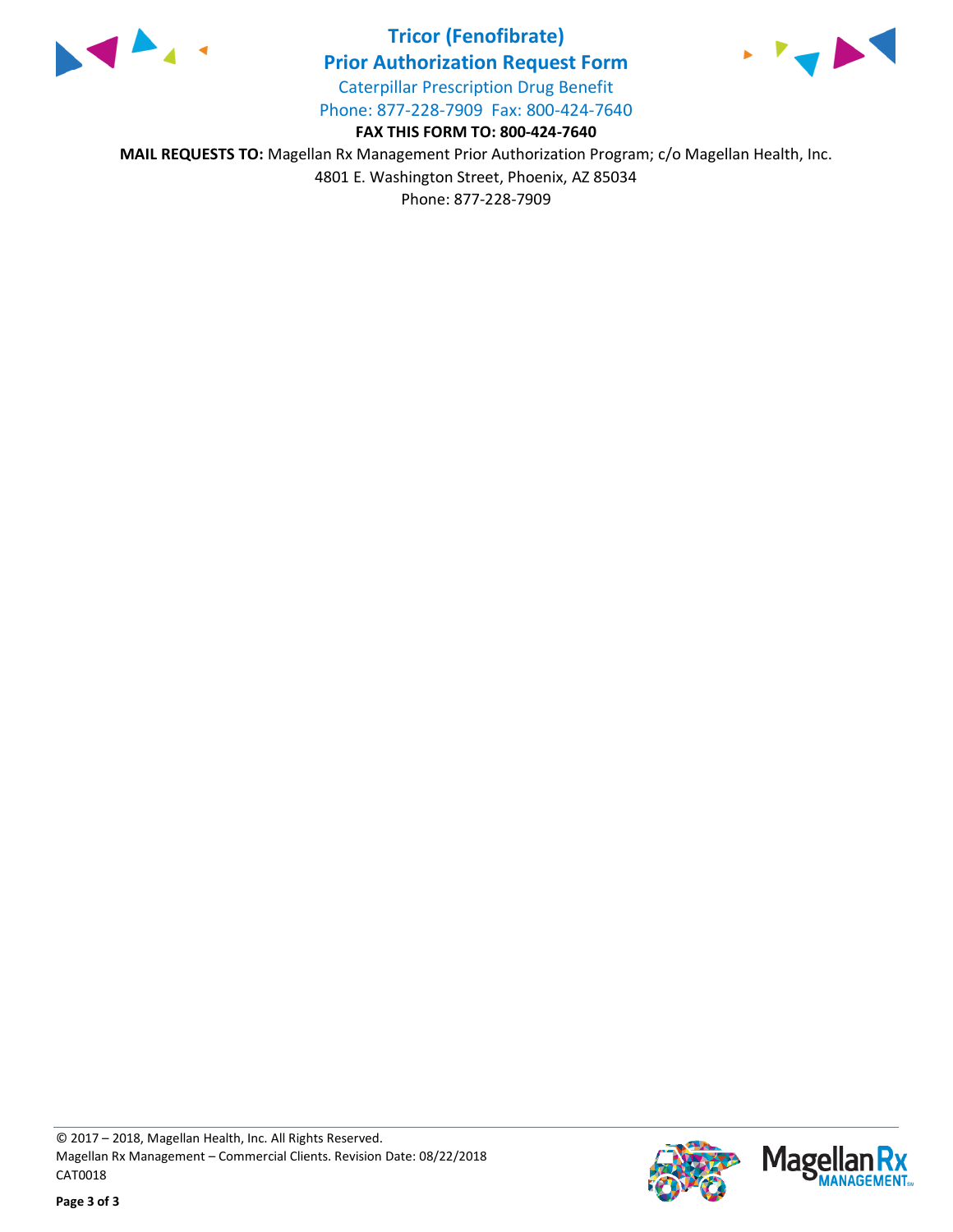# Tricor (Fenofibrate)
# Prior Authorization Request Form

Caterpillar Prescription Drug Benefit

Phone: 877-228-7909 Fax: 800-424-7640

**FAX THIS FORM TO: 800-424-7640**

**MAIL REQUESTS TO:** Magellan Rx Management Prior Authorization Program; c/o Magellan Health, Inc.
4801 E. Washington Street, Phoenix, AZ 85034
Phone: 877-228-7909

© 2017 – 2018, Magellan Health, Inc. All Rights Reserved.
Magellan Rx Management – Commercial Clients. Revision Date: 08/22/2018
CAT0018